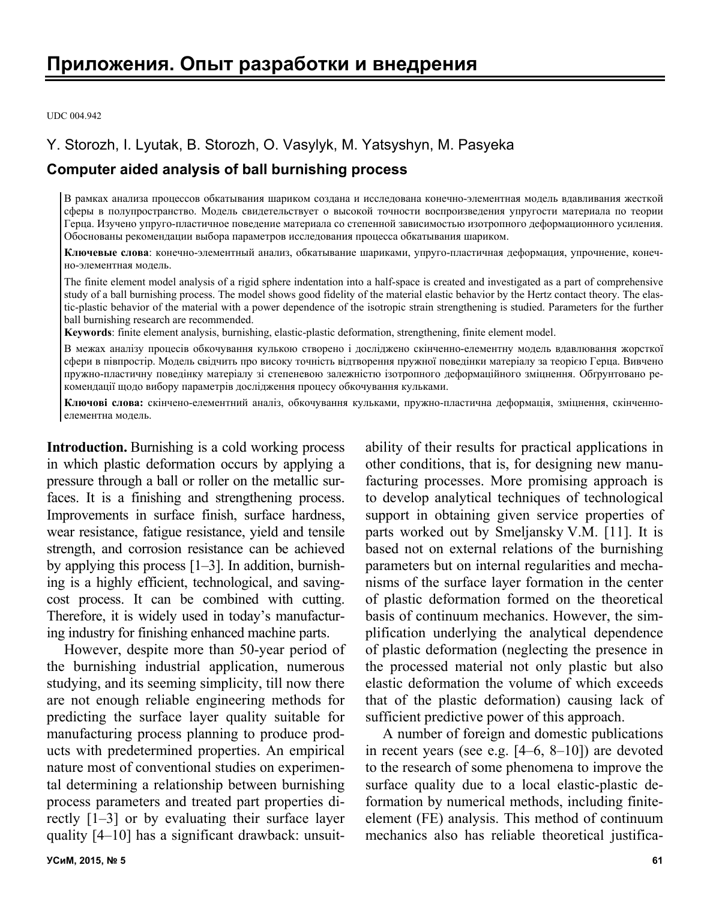# Приложения. Опыт разработки и внедрения

UDC 004.942

Y. Storozh, I. Lyutak, B. Storozh, O. Vasylyk, M. Yatsyshyn, M. Pasyeka

## Computer aided analysis of ball burnishing process

В рамках анализа процессов обкатывания шариком создана и исследована конечно-элементная модель вдавливания жесткой сферы в полупространство. Модель свидетельствует о высокой точности воспроизведения упругости материала по теории Герца. Изучено упруго-пластичное поведение материала со степенной зависимостью изотропного деформационного усиления. Обоснованы рекомендации выбора параметров исследования процесса обкатывания шариком.

**Ключевые слова**: конечно-элементный анализ, обкатывание шариками, упруго-пластичная деформация, упрочнение, конечно-элементная модель.

The finite element model analysis of a rigid sphere indentation into a half-space is created and investigated as a part of comprehensive study of a ball burnishing process. The model shows good fidelity of the material elastic behavior by the Hertz contact theory. The elastic-plastic behavior of the material with a power dependence of the isotropic strain strengthening is studied. Parameters for the further ball burnishing research are recommended.

**Keywords**: finite element analysis, burnishing, elastic-plastic deformation, strengthening, finite element model.

В межах аналізу процесів обкочування кулькою створено і досліджено скінченно-елементну модель вдавлювання жорсткої сфери в півпростір. Модель свідчить про високу точність відтворення пружної поведінки матеріалу за теорією Герца. Вивчено пружно-пластичну поведінку матеріалу зі степеневою залежністю ізотропного деформаційного зміцнення. Обгрунтовано рекомендації щодо вибору параметрів дослідження процесу обкочування кулькою.

**Ключові слова:** скінчено-елементний аналіз, обкочування кульками, пружно-пластична деформація, зміцнення, скінченно-елементна модель.

**Introduction.** Burnishing is a cold working process in which plastic deformation occurs by applying a pressure through a ball or roller on the metallic surfaces. It is a finishing and strengthening process. Improvements in surface finish, surface hardness, wear resistance, fatigue resistance, yield and tensile strength, and corrosion resistance can be achieved by applying this process [1–3]. In addition, burnishing is a highly efficient, technological, and saving-cost process. It can be combined with cutting. Therefore, it is widely used in today's manufacturing industry for finishing enhanced machine parts.

However, despite more than 50-year period of the burnishing industrial application, numerous studying, and its seeming simplicity, till now there are not enough reliable engineering methods for predicting the surface layer quality suitable for manufacturing process planning to produce products with predetermined properties. An empirical nature most of conventional studies on experimental determining a relationship between burnishing process parameters and treated part properties directly [1–3] or by evaluating their surface layer quality [4–10] has a significant drawback: unsuitability of their results for practical applications in other conditions, that is, for designing new manufacturing processes. More promising approach is to develop analytical techniques of technological support in obtaining given service properties of parts worked out by Smeljansky V.M. [11]. It is based not on external relations of the burnishing parameters but on internal regularities and mechanisms of the surface layer formation in the center of plastic deformation formed on the theoretical basis of continuum mechanics. However, the simplification underlying the analytical dependence of plastic deformation (neglecting the presence in the processed material not only plastic but also elastic deformation the volume of which exceeds that of the plastic deformation) causing lack of sufficient predictive power of this approach.

A number of foreign and domestic publications in recent years (see e.g. [4–6, 8–10]) are devoted to the research of some phenomena to improve the surface quality due to a local elastic-plastic deformation by numerical methods, including finite-element (FE) analysis. This method of continuum mechanics also has reliable theoretical justifica-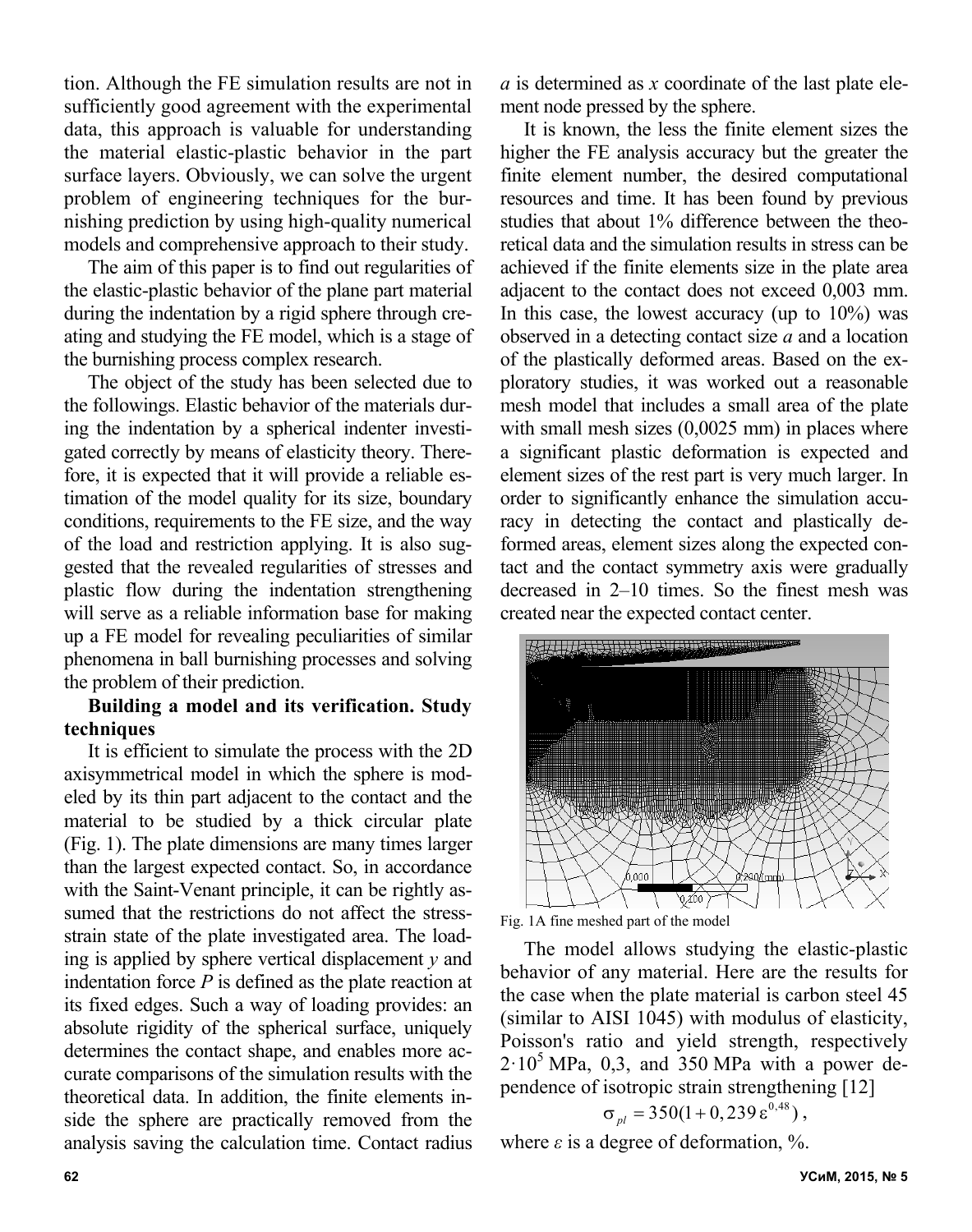tion. Although the FE simulation results are not in sufficiently good agreement with the experimental data, this approach is valuable for understanding the material elastic-plastic behavior in the part surface layers. Obviously, we can solve the urgent problem of engineering techniques for the burnishing prediction by using high-quality numerical models and comprehensive approach to their study.

The aim of this paper is to find out regularities of the elastic-plastic behavior of the plane part material during the indentation by a rigid sphere through creating and studying the FE model, which is a stage of the burnishing process complex research.

The object of the study has been selected due to the followings. Elastic behavior of the materials during the indentation by a spherical indenter investigated correctly by means of elasticity theory. Therefore, it is expected that it will provide a reliable estimation of the model quality for its size, boundary conditions, requirements to the FE size, and the way of the load and restriction applying. It is also suggested that the revealed regularities of stresses and plastic flow during the indentation strengthening will serve as a reliable information base for making up a FE model for revealing peculiarities of similar phenomena in ball burnishing processes and solving the problem of their prediction.

**Building a model and its verification. Study techniques**

It is efficient to simulate the process with the 2D axisymmetrical model in which the sphere is modeled by its thin part adjacent to the contact and the material to be studied by a thick circular plate (Fig. 1). The plate dimensions are many times larger than the largest expected contact. So, in accordance with the Saint-Venant principle, it can be rightly assumed that the restrictions do not affect the stress-strain state of the plate investigated area. The loading is applied by sphere vertical displacement $y$ and indentation force $P$ is defined as the plate reaction at its fixed edges. Such a way of loading provides: an absolute rigidity of the spherical surface, uniquely determines the contact shape, and enables more accurate comparisons of the simulation results with the theoretical data. In addition, the finite elements inside the sphere are practically removed from the analysis saving the calculation time. Contact radius $a$ is determined as $x$ coordinate of the last plate element node pressed by the sphere.

It is known, the less the finite element sizes the higher the FE analysis accuracy but the greater the finite element number, the desired computational resources and time. It has been found by previous studies that about 1% difference between the theoretical data and the simulation results in stress can be achieved if the finite elements size in the plate area adjacent to the contact does not exceed 0,003 mm. In this case, the lowest accuracy (up to 10%) was observed in a detecting contact size $a$ and a location of the plastically deformed areas. Based on the exploratory studies, it was worked out a reasonable mesh model that includes a small area of the plate with small mesh sizes (0,0025 mm) in places where a significant plastic deformation is expected and element sizes of the rest part is very much larger. In order to significantly enhance the simulation accuracy in detecting the contact and plastically deformed areas, element sizes along the expected contact and the contact symmetry axis were gradually decreased in 2–10 times. So the finest mesh was created near the expected contact center.

Fig. 1A fine meshed part of the model

The model allows studying the elastic-plastic behavior of any material. Here are the results for the case when the plate material is carbon steel 45 (similar to AISI 1045) with modulus of elasticity, Poisson's ratio and yield strength, respectively $2 \cdot 10^5$ MPa, 0,3, and 350 MPa with a power dependence of isotropic strain strengthening [12]

$$\sigma_{pl} = 350(1 + 0,239\,\varepsilon^{0,48}),$$

where $\varepsilon$ is a degree of deformation, %.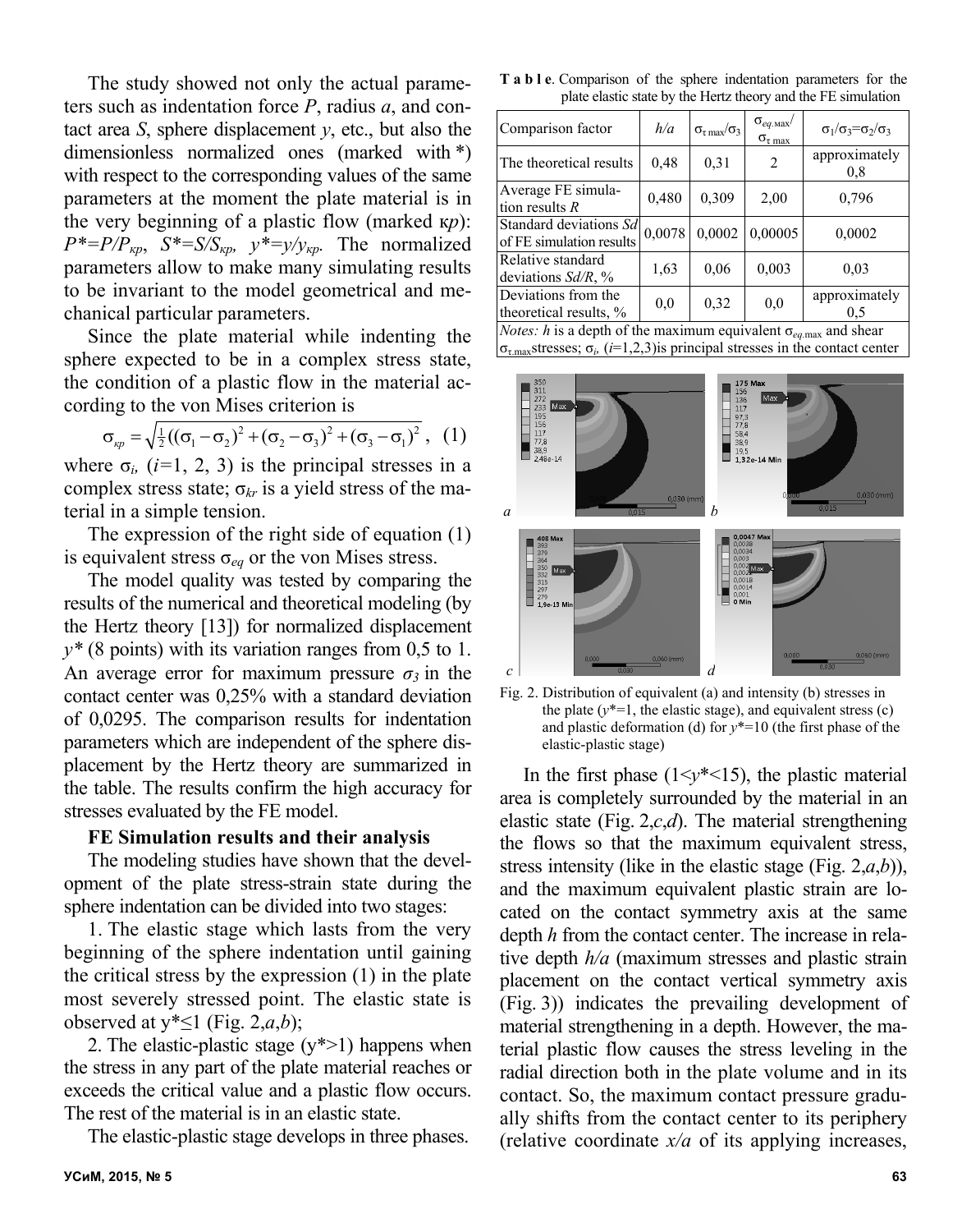The study showed not only the actual parameters such as indentation force $P$, radius $a$, and contact area $S$, sphere displacement $y$, etc., but also the dimensionless normalized ones (marked with *) with respect to the corresponding values of the same parameters at the moment the plate material is in the very beginning of a plastic flow (marked кр): $P^*=P/P_{кр}$, $S^*=S/S_{кр}$, $y^*=y/y_{кр}$. The normalized parameters allow to make many simulating results to be invariant to the model geometrical and mechanical particular parameters.

Since the plate material while indenting the sphere expected to be in a complex stress state, the condition of a plastic flow in the material according to the von Mises criterion is

$$\sigma_{кр} = \sqrt{\tfrac{1}{2}((\sigma_1-\sigma_2)^2+(\sigma_2-\sigma_3)^2+(\sigma_3-\sigma_1)^2}, \quad (1)$$

where $\sigma_i$, ($i$=1, 2, 3) is the principal stresses in a complex stress state; $\sigma_{kr}$ is a yield stress of the material in a simple tension.

The expression of the right side of equation (1) is equivalent stress $\sigma_{eq}$ or the von Mises stress.

The model quality was tested by comparing the results of the numerical and theoretical modeling (by the Hertz theory [13]) for normalized displacement $y^*$ (8 points) with its variation ranges from 0,5 to 1. An average error for maximum pressure $\sigma_3$ in the contact center was 0,25% with a standard deviation of 0,0295. The comparison results for indentation parameters which are independent of the sphere displacement by the Hertz theory are summarized in the table. The results confirm the high accuracy for stresses evaluated by the FE model.

**Table**. Comparison of the sphere indentation parameters for the plate elastic state by the Hertz theory and the FE simulation

| Comparison factor | $h/a$ | $\sigma_{\tau\,max}/\sigma_3$ | $\sigma_{eq.max}/\sigma_{\tau\,max}$ | $\sigma_1/\sigma_3=\sigma_2/\sigma_3$ |
|---|---|---|---|---|
| The theoretical results | 0,48 | 0,31 | 2 | approximately 0,8 |
| Average FE simulation results $R$ | 0,480 | 0,309 | 2,00 | 0,796 |
| Standard deviations $Sd$ of FE simulation results | 0,0078 | 0,0002 | 0,00005 | 0,0002 |
| Relative standard deviations $Sd/R$, % | 1,63 | 0,06 | 0,003 | 0,03 |
| Deviations from the theoretical results, % | 0,0 | 0,32 | 0,0 | approximately 0,5 |

*Notes:* $h$ is a depth of the maximum equivalent $\sigma_{eq.max}$ and shear $\sigma_{\tau.max}$ stresses; $\sigma_i$, ($i$=1,2,3) is principal stresses in the contact center

## FE Simulation results and their analysis

The modeling studies have shown that the development of the plate stress-strain state during the sphere indentation can be divided into two stages:

1. The elastic stage which lasts from the very beginning of the sphere indentation until gaining the critical stress by the expression (1) in the plate most severely stressed point. The elastic state is observed at $y^*\leq 1$ (Fig. 2,*a*,*b*);

2. The elastic-plastic stage ($y^*>1$) happens when the stress in any part of the plate material reaches or exceeds the critical value and a plastic flow occurs. The rest of the material is in an elastic state.

The elastic-plastic stage develops in three phases.

Fig. 2. Distribution of equivalent (a) and intensity (b) stresses in the plate ($y^*$=1, the elastic stage), and equivalent stress (c) and plastic deformation (d) for $y^*$=10 (the first phase of the elastic-plastic stage)

In the first phase ($1<y^*<15$), the plastic material area is completely surrounded by the material in an elastic state (Fig. 2,*c*,*d*). The material strengthening the flows so that the maximum equivalent stress, stress intensity (like in the elastic stage (Fig. 2,*a*,*b*)), and the maximum equivalent plastic strain are located on the contact symmetry axis at the same depth $h$ from the contact center. The increase in relative depth $h/a$ (maximum stresses and plastic strain placement on the contact vertical symmetry axis (Fig. 3)) indicates the prevailing development of material strengthening in a depth. However, the material plastic flow causes the stress leveling in the radial direction both in the plate volume and in its contact. So, the maximum contact pressure gradually shifts from the contact center to its periphery (relative coordinate $x/a$ of its applying increases,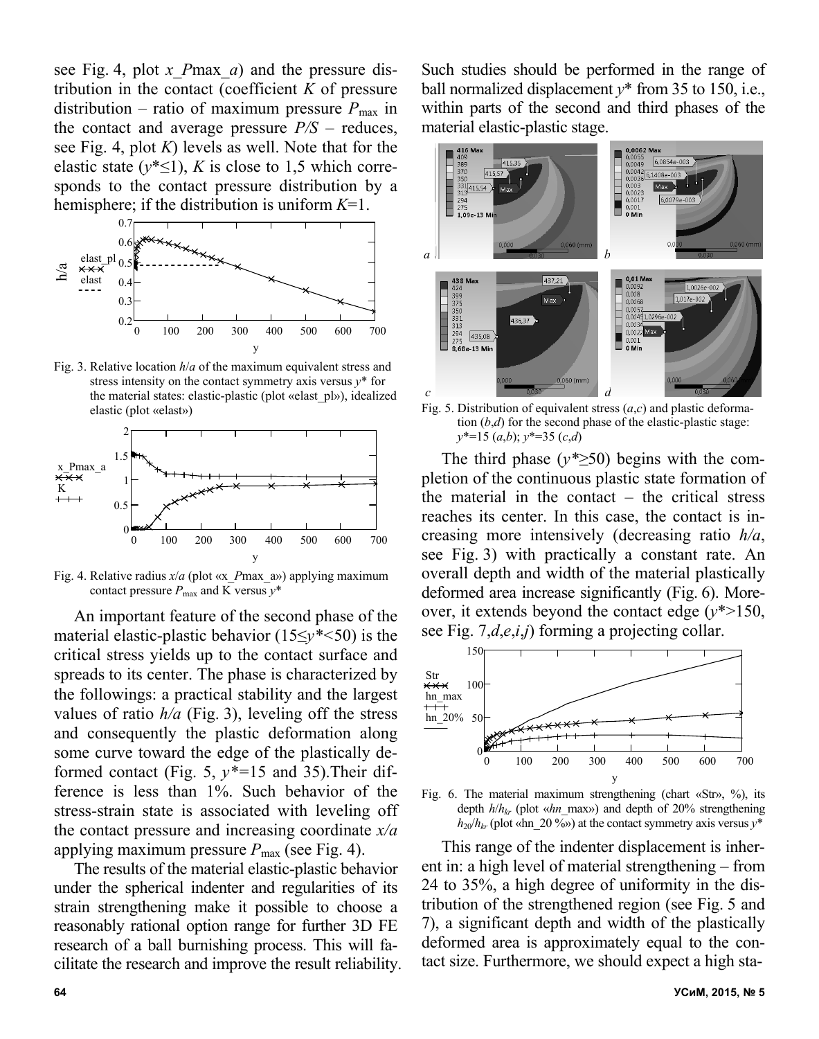see Fig. 4, plot *x_P*max_*a*) and the pressure distribution in the contact (coefficient *K* of pressure distribution – ratio of maximum pressure $P_{max}$ in the contact and average pressure *P/S* – reduces, see Fig. 4, plot *K*) levels as well. Note that for the elastic state ($y^* \le 1$), *K* is close to 1,5 which corresponds to the contact pressure distribution by a hemisphere; if the distribution is uniform *K*=1.

Fig. 3. Relative location *h*/*a* of the maximum equivalent stress and stress intensity on the contact symmetry axis versus *y** for the material states: elastic-plastic (plot «elast_pl»), idealized elastic (plot «elast»)

Fig. 4. Relative radius *x*/*a* (plot «x_*P*max_a») applying maximum contact pressure $P_{max}$ and K versus *y**

An important feature of the second phase of the material elastic-plastic behavior ($15 \le y^* < 50$) is the critical stress yields up to the contact surface and spreads to its center. The phase is characterized by the followings: a practical stability and the largest values of ratio *h/a* (Fig. 3), leveling off the stress and consequently the plastic deformation along some curve toward the edge of the plastically deformed contact (Fig. 5, *y**=15 and 35).Their difference is less than 1%. Such behavior of the stress-strain state is associated with leveling off the contact pressure and increasing coordinate *x/a* applying maximum pressure $P_{max}$ (see Fig. 4).

The results of the material elastic-plastic behavior under the spherical indenter and regularities of its strain strengthening make it possible to choose a reasonably rational option range for further 3D FE research of a ball burnishing process. This will facilitate the research and improve the result reliability. Such studies should be performed in the range of ball normalized displacement *y** from 35 to 150, i.e., within parts of the second and third phases of the material elastic-plastic stage.

Fig. 5. Distribution of equivalent stress (*a*,*c*) and plastic deformation (*b*,*d*) for the second phase of the elastic-plastic stage: *y**=15 (*a*,*b*); *y**=35 (*c*,*d*)

The third phase ($y^* \ge 50$) begins with the completion of the continuous plastic state formation of the material in the contact – the critical stress reaches its center. In this case, the contact is increasing more intensively (decreasing ratio *h/a*, see Fig. 3) with practically a constant rate. An overall depth and width of the material plastically deformed area increase significantly (Fig. 6). Moreover, it extends beyond the contact edge ($y^* > 150$, see Fig. 7,*d*,*e*,*i*,*j*) forming a projecting collar.

Fig. 6. The material maximum strengthening (chart «Str», %), its depth $h/h_{kr}$ (plot «*hn*_max») and depth of 20% strengthening $h_{20}/h_{kr}$ (plot «hn_20 %») at the contact symmetry axis versus *y**

This range of the indenter displacement is inherent in: a high level of material strengthening – from 24 to 35%, a high degree of uniformity in the distribution of the strengthened region (see Fig. 5 and 7), a significant depth and width of the plastically deformed area is approximately equal to the contact size. Furthermore, we should expect a high sta-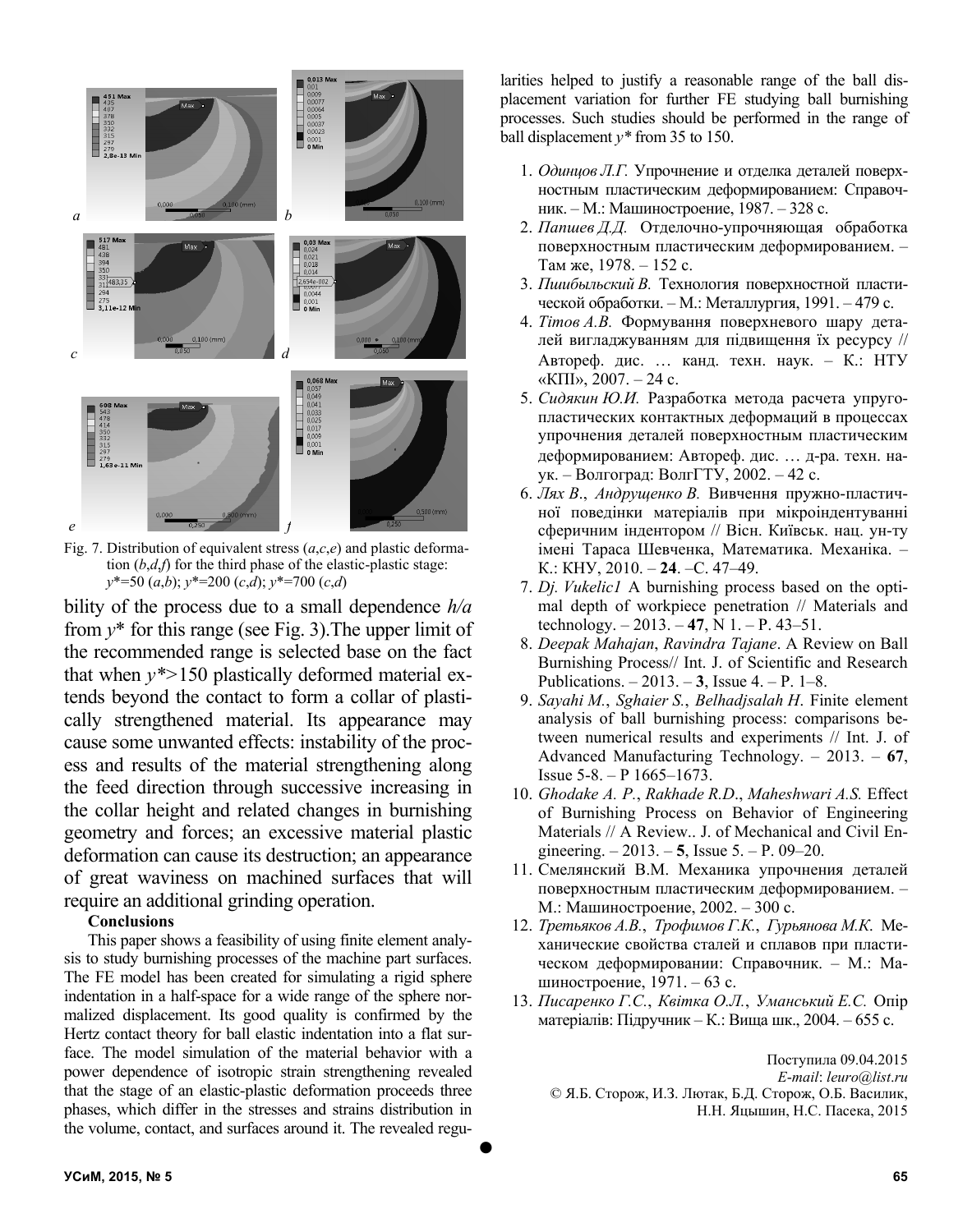0,013 Max
0,01
0,009
0,0077
0,0064
0,005
0,0037
0,0023
0,001
0 Min

451 Max
435
407
378
350
332
315
297
279
2,8e-13 Min

517 Max
481
438
394
350
332
315
297
279
3,11e-12 Min

0,03 Max
0,024
0,021
0,018
0,014
0,0077
0,0044
0,001
0 Min

608 Max
543
478
414
350
332
315
297
279
1,63e-11 Min

0,068 Max
0,057
0,049
0,041
0,033
0,025
0,017
0,009
0,001
0 Min

Fig. 7. Distribution of equivalent stress (*a*,*c*,*e*) and plastic deformation (*b*,*d*,*f*) for the third phase of the elastic-plastic stage: $y^*$=50 (*a*,*b*); $y^*$=200 (*c*,*d*); $y^*$=700 (*c*,*d*)

bility of the process due to a small dependence $h/a$ from $y^*$ for this range (see Fig. 3).The upper limit of the recommended range is selected base on the fact that when $y^*$>150 plastically deformed material extends beyond the contact to form a collar of plastically strengthened material. Its appearance may cause some unwanted effects: instability of the process and results of the material strengthening along the feed direction through successive increasing in the collar height and related changes in burnishing geometry and forces; an excessive material plastic deformation can cause its destruction; an appearance of great waviness on machined surfaces that will require an additional grinding operation.

**Conclusions**

This paper shows a feasibility of using finite element analysis to study burnishing processes of the machine part surfaces. The FE model has been created for simulating a rigid sphere indentation in a half-space for a wide range of the sphere normalized displacement. Its good quality is confirmed by the Hertz contact theory for ball elastic indentation into a flat surface. The model simulation of the material behavior with a power dependence of isotropic strain strengthening revealed that the stage of an elastic-plastic deformation proceeds three phases, which differ in the stresses and strains distribution in the volume, contact, and surfaces around it. The revealed regularities helped to justify a reasonable range of the ball displacement variation for further FE studying ball burnishing processes. Such studies should be performed in the range of ball displacement $y^*$ from 35 to 150.

1. *Одинцов Л.Г.* Упрочнение и отделка деталей поверхностным пластическим деформированием: Справочник. – М.: Машиностроение, 1987. – 328 с.
2. *Папшев Д.Д.* Отделочно-упрочняющая обработка поверхностным пластическим деформированием. – Там же, 1978. – 152 с.
3. *Пшибыльский В.* Технология поверхностной пластической обработки. – М.: Металлургия, 1991. – 479 с.
4. *Тітов А.В.* Формування поверхневого шару деталей вигладжуванням для підвищення їх ресурсу // Автореф. дис. … канд. техн. наук. – К.: НТУ «КПІ», 2007. – 24 с.
5. *Сидякин Ю.И.* Разработка метода расчета упругопластических контактных деформаций в процессах упрочнения деталей поверхностным пластическим деформированием: Автореф. дис. … д-ра. техн. наук. – Волгоград: ВолгГТУ, 2002. – 42 с.
6. *Лях В*., *Андрущенко В.* Вивчення пружно-пластичної поведінки матеріалів при мікроіндентуванні сферичним індентором // Вісн. Київськ. нац. ун-ту імені Тараса Шевченка, Математика. Механіка. – К.: КНУ, 2010. – **24**. –С. 47–49.
7. *Dj. Vukelic1* A burnishing process based on the optimal depth of workpiece penetration // Materials and technology. – 2013. – **47**, N 1. – P. 43–51.
8. *Deepak Mahajan*, *Ravindra Tajane*. A Review on Ball Burnishing Process// Int. J. of Scientific and Research Publications. – 2013. – **3**, Issue 4. – P. 1–8.
9. *Sayahi M.*, *Sghaier S.*, *Belhadjsalah H*. Finite element analysis of ball burnishing process: comparisons between numerical results and experiments // Int. J. of Advanced Manufacturing Technology. – 2013. – **67**, Issue 5-8. – P 1665–1673.
10. *Ghodake A. P.*, *Rakhade R.D*., *Maheshwari A.S.* Effect of Burnishing Process on Behavior of Engineering Materials // A Review.. J. of Mechanical and Civil Engineering. – 2013. – **5**, Issue 5. – P. 09–20.
11. Смелянский В.М. Механика упрочнения деталей поверхностным пластическим деформированием. – М.: Машиностроение, 2002. – 300 с.
12. *Третьяков А.В.*, *Трофимов Г.К.*, *Гурьянова М.К.* Механические свойства сталей и сплавов при пластическом деформировании: Справочник. – М.: Машиностроение, 1971. – 63 с.
13. *Писаренко Г.С.*, *Квітка О.Л.*, *Уманський Є.С.* Опір матеріалів: Підручник – К.: Вища шк., 2004. – 655 с.

Поступила 09.04.2015
*E-mail*: *leuro@list.ru*
© Я.Б. Сторож, И.З. Лютак, Б.Д. Сторож, О.Б. Василик, Н.Н. Яцышин, Н.С. Пасека, 2015